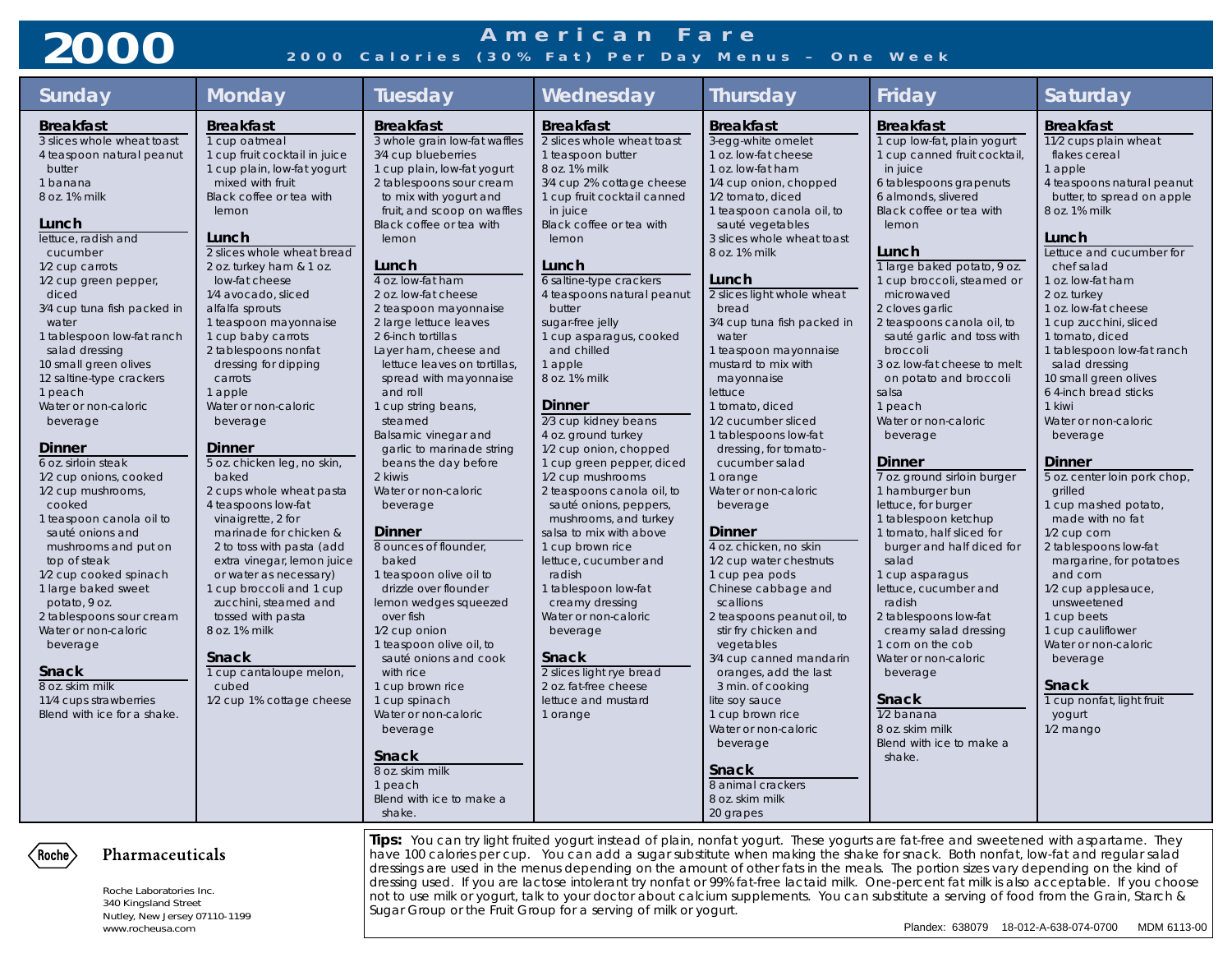# 2000

## American Fare

### 2000 Calories (30% Fat) Per Day Menus – One Week

## Sunday

### Breakfast
3 slices whole wheat toast
4 teaspoon natural peanut butter
1 banana
8 oz. 1% milk

### Lunch
lettuce, radish and cucumber
1/2 cup carrots
1/2 cup green pepper, diced
3/4 cup tuna fish packed in water
1 tablespoon low-fat ranch salad dressing
10 small green olives
12 saltine-type crackers
1 peach
Water or non-caloric beverage

### Dinner
6 oz. sirloin steak
1/2 cup onions, cooked
1/2 cup mushrooms, cooked
1 teaspoon canola oil to sauté onions and mushrooms and put on top of steak
1/2 cup cooked spinach
1 large baked sweet potato, 9 oz.
2 tablespoons sour cream
Water or non-caloric beverage

### Snack
8 oz. skim milk
11/4 cups strawberries
Blend with ice for a shake.

## Monday

### Breakfast
1 cup oatmeal
1 cup fruit cocktail in juice
1 cup plain, low-fat yogurt mixed with fruit
Black coffee or tea with lemon

### Lunch
2 slices whole wheat bread
2 oz. turkey ham & 1 oz. low-fat cheese
1/4 avocado, sliced
alfalfa sprouts
1 teaspoon mayonnaise
1 cup baby carrots
2 tablespoons nonfat dressing for dipping carrots
1 apple
Water or non-caloric beverage

### Dinner
5 oz. chicken leg, no skin, baked
2 cups whole wheat pasta
4 teaspoons low-fat vinaigrette, 2 for marinade for chicken & 2 to toss with pasta (add extra vinegar, lemon juice or water as necessary)
1 cup broccoli and 1 cup zucchini, steamed and tossed with pasta
8 oz. 1% milk

### Snack
1 cup cantaloupe melon, cubed
1/2 cup 1% cottage cheese

## Tuesday

### Breakfast
3 whole grain low-fat waffles
3/4 cup blueberries
1 cup plain, low-fat yogurt
2 tablespoons sour cream to mix with yogurt and fruit, and scoop on waffles
Black coffee or tea with lemon

### Lunch
4 oz. low-fat ham
2 oz. low-fat cheese
2 teaspoon mayonnaise
2 large lettuce leaves
2 6-inch tortillas
Layer ham, cheese and lettuce leaves on tortillas, spread with mayonnaise and roll
1 cup string beans, steamed
Balsamic vinegar and garlic to marinade string beans the day before
2 kiwis
Water or non-caloric beverage

### Dinner
8 ounces of flounder, baked
1 teaspoon olive oil to drizzle over flounder
lemon wedges squeezed over fish
1/2 cup onion
1 teaspoon olive oil, to sauté onions and cook with rice
1 cup brown rice
1 cup spinach
Water or non-caloric beverage

### Snack
8 oz. skim milk
1 peach
Blend with ice to make a shake.

## Wednesday

### Breakfast
2 slices whole wheat toast
1 teaspoon butter
8 oz. 1% milk
3/4 cup 2% cottage cheese
1 cup fruit cocktail canned in juice
Black coffee or tea with lemon

### Lunch
6 saltine-type crackers
4 teaspoons natural peanut butter
sugar-free jelly
1 cup asparagus, cooked and chilled
1 apple
8 oz. 1% milk

### Dinner
2/3 cup kidney beans
4 oz. ground turkey
1/2 cup onion, chopped
1 cup green pepper, diced
1/2 cup mushrooms
2 teaspoons canola oil, to sauté onions, peppers, mushrooms, and turkey
salsa to mix with above
1 cup brown rice
lettuce, cucumber and radish
1 tablespoon low-fat creamy dressing
Water or non-caloric beverage

### Snack
2 slices light rye bread
2 oz. fat-free cheese
lettuce and mustard
1 orange

## Thursday

### Breakfast
3-egg-white omelet
1 oz. low-fat cheese
1 oz. low-fat ham
1/4 cup onion, chopped
1/2 tomato, diced
1 teaspoon canola oil, to sauté vegetables
3 slices whole wheat toast
8 oz. 1% milk

### Lunch
2 slices light whole wheat bread
3/4 cup tuna fish packed in water
1 teaspoon mayonnaise
mustard to mix with mayonnaise
lettuce
1 tomato, diced
1/2 cucumber sliced
1 tablespoons low-fat dressing, for tomato-cucumber salad
1 orange
Water or non-caloric beverage

### Dinner
4 oz. chicken, no skin
1/2 cup water chestnuts
1 cup pea pods
Chinese cabbage and scallions
2 teaspoons peanut oil, to stir fry chicken and vegetables
3/4 cup canned mandarin oranges, add the last 3 min. of cooking
lite soy sauce
1 cup brown rice
Water or non-caloric beverage

### Snack
8 animal crackers
8 oz. skim milk
20 grapes

## Friday

### Breakfast
1 cup low-fat, plain yogurt
1 cup canned fruit cocktail, in juice
6 tablespoons grapenuts
6 almonds, slivered
Black coffee or tea with lemon

### Lunch
1 large baked potato, 9 oz.
1 cup broccoli, steamed or microwaved
2 cloves garlic
2 teaspoons canola oil, to sauté garlic and toss with broccoli
3 oz. low-fat cheese to melt on potato and broccoli
salsa
1 peach
Water or non-caloric beverage

### Dinner
7 oz. ground sirloin burger
1 hamburger bun
lettuce, for burger
1 tablespoon ketchup
1 tomato, half sliced for burger and half diced for salad
1 cup asparagus
lettuce, cucumber and radish
2 tablespoons low-fat creamy salad dressing
1 corn on the cob
Water or non-caloric beverage

### Snack
1/2 banana
8 oz. skim milk
Blend with ice to make a shake.

## Saturday

### Breakfast
11/2 cups plain wheat flakes cereal
1 apple
4 teaspoons natural peanut butter, to spread on apple
8 oz. 1% milk

### Lunch
Lettuce and cucumber for chef salad
1 oz. low-fat ham
2 oz. turkey
1 oz. low-fat cheese
1 cup zucchini, sliced
1 tomato, diced
1 tablespoon low-fat ranch salad dressing
10 small green olives
6 4-inch bread sticks
1 kiwi
Water or non-caloric beverage

### Dinner
5 oz. center loin pork chop, grilled
1 cup mashed potato, made with no fat
1/2 cup corn
2 tablespoons low-fat margarine, for potatoes and corn
1/2 cup applesauce, unsweetened
1 cup beets
1 cup cauliflower
Water or non-caloric beverage

### Snack
1 cup nonfat, light fruit yogurt
1/2 mango

---

**Tips:** You can try light fruited yogurt instead of plain, nonfat yogurt. These yogurts are fat-free and sweetened with aspartame. They have 100 calories per cup. You can add a sugar substitute when making the shake for snack. Both nonfat, low-fat and regular salad dressings are used in the menus depending on the amount of other fats in the meals. The portion sizes vary depending on the kind of dressing used. If you are lactose intolerant try nonfat or 99% fat-free lactaid milk. One-percent fat milk is also acceptable. If you choose not to use milk or yogurt, talk to your doctor about calcium supplements. You can substitute a serving of food from the Grain, Starch & Sugar Group or the Fruit Group for a serving of milk or yogurt.

Roche Pharmaceuticals

Roche Laboratories Inc.
340 Kingsland Street
Nutley, New Jersey 07110-1199
www.rocheusa.com

Plandex: 638079 18-012-A-638-074-0700 MDM 6113-00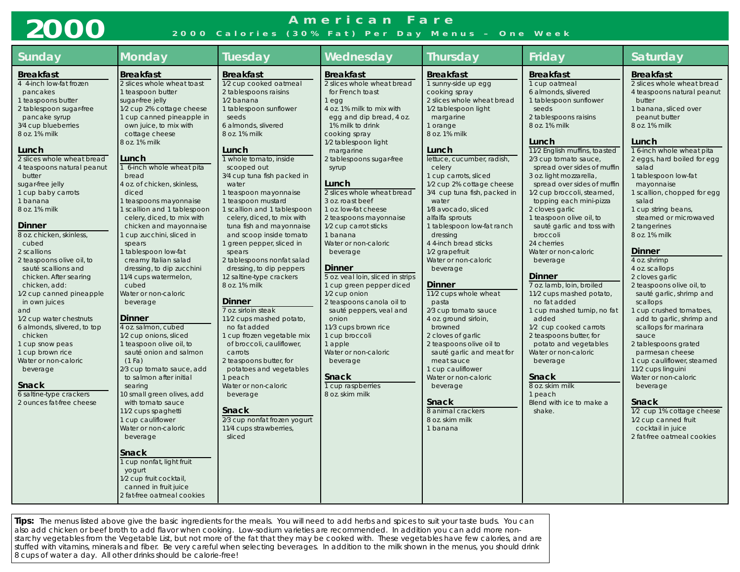# 2000 American Fare

**2000 Calories (30% Fat) Per Day Menus – One Week**

## Sunday

### Breakfast
- 4 4-inch low-fat frozen pancakes
- 1 teaspoons butter
- 2 tablespoon sugar-free pancake syrup
- 3⁄4 cup blueberries
- 8 oz. 1% milk

### Lunch
- 2 slices whole wheat bread
- 4 teaspoons natural peanut butter
- sugar-free jelly
- 1 cup baby carrots
- 1 banana
- 8 oz. 1% milk

### Dinner
- 8 oz. chicken, skinless, cubed
- 2 scallions
- 2 teaspoons olive oil, to sauté scallions and chicken. After searing chicken, add:
- 1⁄2 cup canned pineapple in own juices
- and
- 1⁄2 cup water chestnuts
- 6 almonds, slivered, to top chicken
- 1 cup snow peas
- 1 cup brown rice
- Water or non-caloric beverage

### Snack
- 6 saltine-type crackers
- 2 ounces fat-free cheese

## Monday

### Breakfast
- 2 slices whole wheat toast
- 1 teaspoon butter
- sugar-free jelly
- 1⁄2 cup 2% cottage cheese
- 1 cup canned pineapple in own juice, to mix with cottage cheese
- 8 oz. 1% milk

### Lunch
- 1 6-inch whole wheat pita bread
- 4 oz. of chicken, skinless, diced
- 1 teaspoons mayonnaise
- 1 scallion and 1 tablespoon celery, diced, to mix with chicken and mayonnaise
- 1 cup zucchini, sliced in spears
- 1 tablespoon low-fat creamy Italian salad dressing, to dip zucchini
- 11⁄4 cups watermelon, cubed
- Water or non-caloric beverage

### Dinner
- 4 oz. salmon, cubed
- 1⁄2 cup onions, sliced
- 1 teaspoon olive oil, to sauté onion and salmon (1 Fa)
- 2⁄3 cup tomato sauce, add to salmon after initial searing
- 10 small green olives, add with tomato sauce
- 11⁄2 cups spaghetti
- 1 cup cauliflower
- Water or non-caloric beverage

### Snack
- 1 cup nonfat, light fruit yogurt
- 1⁄2 cup fruit cocktail, canned in fruit juice
- 2 fat-free oatmeal cookies

## Tuesday

### Breakfast
- 1⁄2 cup cooked oatmeal
- 2 tablespoons raisins
- 1⁄2 banana
- 1 tablespoon sunflower seeds
- 6 almonds, slivered
- 8 oz. 1% milk

### Lunch
- 1 whole tomato, inside scooped out
- 3⁄4 cup tuna fish packed in water
- 1 teaspoon mayonnaise
- 1 teaspoon mustard
- 1 scallion and 1 tablespoon celery, diced, to mix with tuna fish and mayonnaise and scoop inside tomato
- 1 green pepper, sliced in spears
- 2 tablespoons nonfat salad dressing, to dip peppers
- 12 saltine-type crackers
- 8 oz. 1% milk

### Dinner
- 7 oz. sirloin steak
- 11⁄2 cups mashed potato, no fat added
- 1 cup frozen vegetable mix of broccoli, cauliflower, carrots
- 2 teaspoons butter, for potatoes and vegetables
- 1 peach
- Water or non-caloric beverage

### Snack
- 2⁄3 cup nonfat frozen yogurt
- 11⁄4 cups strawberries, sliced

## Wednesday

### Breakfast
- 2 slices whole wheat bread for French toast
- 1 egg
- 4 oz. 1% milk to mix with egg and dip bread, 4 oz. 1% milk to drink
- cooking spray
- 1⁄2 tablespoon light margarine
- 2 tablespoons sugar-free syrup

### Lunch
- 2 slices whole wheat bread
- 3 oz. roast beef
- 1 oz. low-fat cheese
- 2 teaspoons mayonnaise
- 1⁄2 cup carrot sticks
- 1 banana
- Water or non-caloric beverage

### Dinner
- 5 oz. veal loin, sliced in strips
- 1 cup green pepper diced
- 1⁄2 cup onion
- 2 teaspoons canola oil to sauté peppers, veal and onion
- 11⁄3 cups brown rice
- 1 cup broccoli
- 1 apple
- Water or non-caloric beverage

### Snack
- 1 cup raspberries
- 8 oz. skim milk

## Thursday

### Breakfast
- 1 sunny-side up egg
- cooking spray
- 2 slices whole wheat bread
- 1⁄2 tablespoon light margarine
- 1 orange
- 8 oz. 1% milk

### Lunch
- lettuce, cucumber, radish, celery
- 1 cup carrots, sliced
- 1⁄2 cup 2% cottage cheese
- 3⁄4 cup tuna fish, packed in water
- 1⁄8 avocado, sliced
- alfalfa sprouts
- 1 tablespoon low-fat ranch dressing
- 4 4-inch bread sticks
- 1⁄2 grapefruit
- Water or non-caloric beverage

### Dinner
- 11⁄2 cups whole wheat pasta
- 2⁄3 cup tomato sauce
- 4 oz. ground sirloin, browned
- 2 cloves of garlic
- 2 teaspoons olive oil to sauté garlic and meat for meat sauce
- 1 cup cauliflower
- Water or non-caloric beverage

### Snack
- 8 animal crackers
- 8 oz. skim milk
- 1 banana

## Friday

### Breakfast
- 1 cup oatmeal
- 6 almonds, slivered
- 1 tablespoon sunflower seeds
- 2 tablespoons raisins
- 8 oz. 1% milk

### Lunch
- 11⁄2 English muffins, toasted
- 2⁄3 cup tomato sauce, spread over sides of muffin
- 3 oz. light mozzarella, spread over sides of muffin
- 1⁄2 cup broccoli, steamed, topping each mini-pizza
- 2 cloves garlic
- 1 teaspoon olive oil, to sauté garlic and toss with broccoli
- 24 cherries
- Water or non-caloric beverage

### Dinner
- 7 oz. lamb, loin, broiled
- 11⁄2 cups mashed potato, no fat added
- 1 cup mashed turnip, no fat added
- 1⁄2 cup cooked carrots
- 2 teaspoons butter, for potato and vegetables
- Water or non-caloric beverage

### Snack
- 8 oz. skim milk
- 1 peach
- Blend with ice to make a shake.

## Saturday

### Breakfast
- 2 slices whole wheat bread
- 4 teaspoons natural peanut butter
- 1 banana, sliced over peanut butter
- 8 oz. 1% milk

### Lunch
- 1 6-inch whole wheat pita
- 2 eggs, hard boiled for egg salad
- 1 tablespoon low-fat mayonnaise
- 1 scallion, chopped for egg salad
- 1 cup string beans, steamed or microwaved
- 2 tangerines
- 8 oz. 1% milk

### Dinner
- 4 oz. shrimp
- 4 oz. scallops
- 2 cloves garlic
- 2 teaspoons olive oil, to sauté garlic, shrimp and scallops
- 1 cup crushed tomatoes, add to garlic, shrimp and scallops for marinara sauce
- 2 tablespoons grated parmesan cheese
- 1 cup cauliflower, steamed
- 11⁄2 cups linguini
- Water or non-caloric beverage

### Snack
- 1⁄2 cup 1% cottage cheese
- 1⁄2 cup canned fruit cocktail in juice
- 2 fat-free oatmeal cookies

---

**Tips:** The menus listed above give the basic ingredients for the meals. You will need to add herbs and spices to suit your taste buds. You can also add chicken or beef broth to add flavor when cooking. Low-sodium varieties are recommended. In addition you can add more non-starchy vegetables from the Vegetable List, but not more of the fat that they may be cooked with. These vegetables have few calories, and are stuffed with vitamins, minerals and fiber. Be very careful when selecting beverages. In addition to the milk shown in the menus, you should drink 8 cups of water a day. All other drinks should be calorie-free!